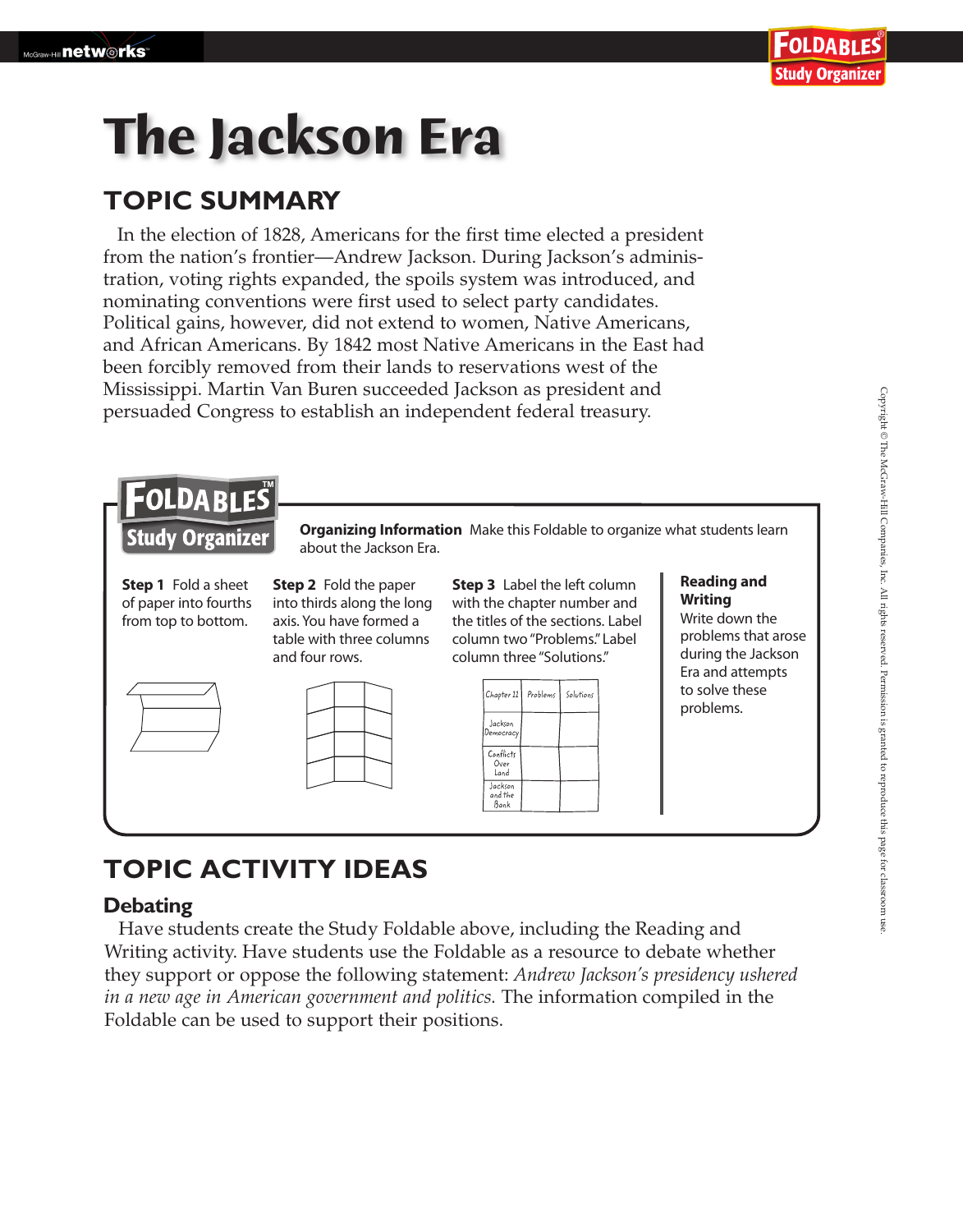# The Jackson Era

## TOPIC SUMMARY

In the election of 1828, Americans for the first time elected a president from the nation's frontier—Andrew Jackson. During Jackson's administration, voting rights expanded, the spoils system was introduced, and nominating conventions were first used to select party candidates. Political gains, however, did not extend to women, Native Americans, and African Americans. By 1842 most Native Americans in the East had been forcibly removed from their lands to reservations west of the Mississippi. Martin Van Buren succeeded Jackson as president and persuaded Congress to establish an independent federal treasury.

**FOLDABLES Study Organizer**

**Organizing Information** Make this Foldable to organize what students learn about the Jackson Era.

**Step 1** Fold a sheet of paper into fourths from top to bottom.

**Step 2** Fold the paper into thirds along the long axis. You have formed a table with three columns and four rows.

**Step 3** Label the left column with the chapter number and the titles of the sections. Label column two "Problems." Label column three "Solutions."

| Chapter 11 | Problems | Solutions |
|---|---|---|
| Jackson Democracy | | |
| Conflicts Over Land | | |
| Jackson and the Bank | | |

**Reading and Writing**
Write down the problems that arose during the Jackson Era and attempts to solve these problems.

## TOPIC ACTIVITY IDEAS

### Debating

Have students create the Study Foldable above, including the Reading and Writing activity. Have students use the Foldable as a resource to debate whether they support or oppose the following statement: *Andrew Jackson's presidency ushered in a new age in American government and politics.* The information compiled in the Foldable can be used to support their positions.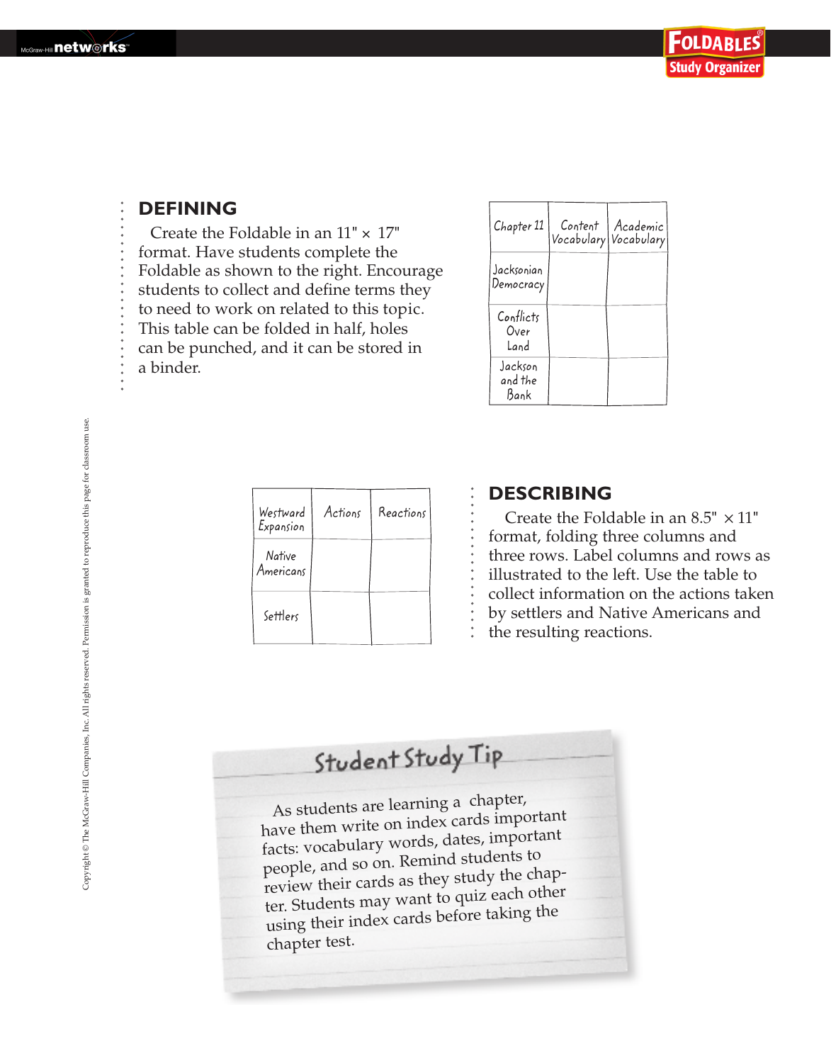## DEFINING

Create the Foldable in an 11" × 17" format. Have students complete the Foldable as shown to the right. Encourage students to collect and define terms they to need to work on related to this topic. This table can be folded in half, holes can be punched, and it can be stored in a binder.

| Chapter 11 | Content Vocabulary | Academic Vocabulary |
|---|---|---|
| Jacksonian Democracy | | |
| Conflicts Over Land | | |
| Jackson and the Bank | | |

## DESCRIBING

Create the Foldable in an 8.5" × 11" format, folding three columns and three rows. Label columns and rows as illustrated to the left. Use the table to collect information on the actions taken by settlers and Native Americans and the resulting reactions.

| Westward Expansion | Actions | Reactions |
|---|---|---|
| Native Americans | | |
| Settlers | | |

### Student Study Tip

As students are learning a chapter, have them write on index cards important facts: vocabulary words, dates, important people, and so on. Remind students to review their cards as they study the chapter. Students may want to quiz each other using their index cards before taking the chapter test.